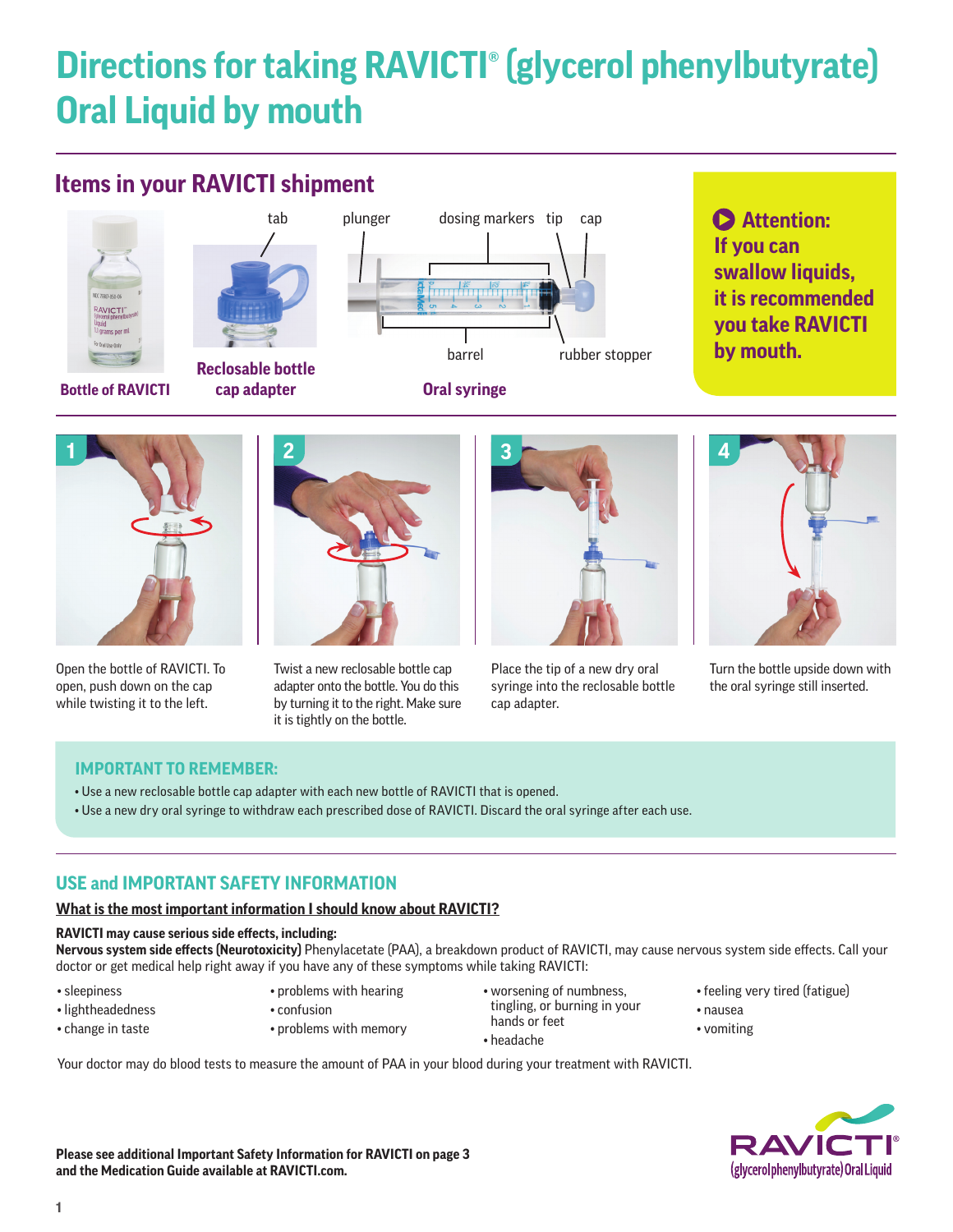# Directions for taking RAVICTI® (glycerol phenylbutyrate) Oral Liquid by mouth

## Items in your RAVICTI shipment

**Bottle of RAVICTI**

**Reclosable bottle cap adapter** (tab)

**Oral syringe** (plunger, dosing markers, tip, cap, barrel, rubber stopper)

**Attention: If you can swallow liquids, it is recommended you take RAVICTI by mouth.**

1. Open the bottle of RAVICTI. To open, push down on the cap while twisting it to the left.
2. Twist a new reclosable bottle cap adapter onto the bottle. You do this by turning it to the right. Make sure it is tightly on the bottle.
3. Place the tip of a new dry oral syringe into the reclosable bottle cap adapter.
4. Turn the bottle upside down with the oral syringe still inserted.

### IMPORTANT TO REMEMBER:

- Use a new reclosable bottle cap adapter with each new bottle of RAVICTI that is opened.
- Use a new dry oral syringe to withdraw each prescribed dose of RAVICTI. Discard the oral syringe after each use.

## USE and IMPORTANT SAFETY INFORMATION

**What is the most important information I should know about RAVICTI?**

**RAVICTI may cause serious side effects, including:**

**Nervous system side effects (Neurotoxicity)** Phenylacetate (PAA), a breakdown product of RAVICTI, may cause nervous system side effects. Call your doctor or get medical help right away if you have any of these symptoms while taking RAVICTI:

- sleepiness
- lightheadedness
- change in taste
- problems with hearing
- confusion
- problems with memory
- worsening of numbness, tingling, or burning in your hands or feet
- headache
- feeling very tired (fatigue)
- nausea
- vomiting

Your doctor may do blood tests to measure the amount of PAA in your blood during your treatment with RAVICTI.

**Please see additional Important Safety Information for RAVICTI on page 3 and the Medication Guide available at RAVICTI.com.**

RAVICTI® (glycerol phenylbutyrate) Oral Liquid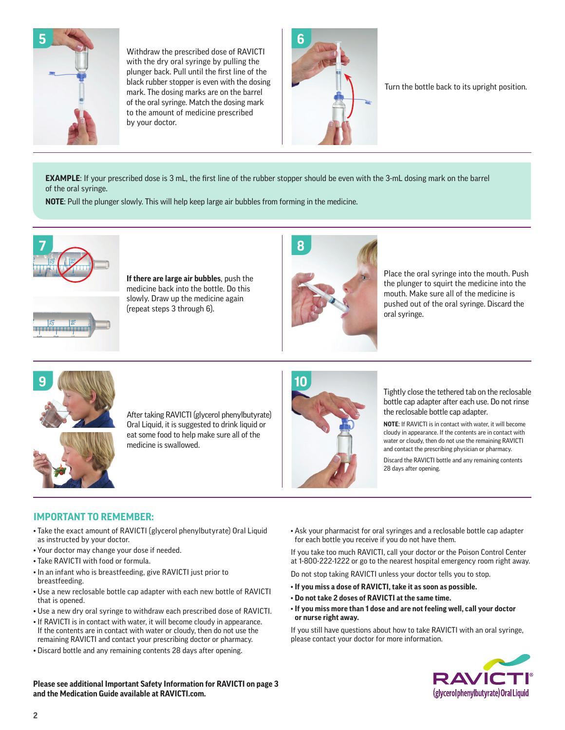**5**

Withdraw the prescribed dose of RAVICTI with the dry oral syringe by pulling the plunger back. Pull until the first line of the black rubber stopper is even with the dosing mark. The dosing marks are on the barrel of the oral syringe. Match the dosing mark to the amount of medicine prescribed by your doctor.

**6**

Turn the bottle back to its upright position.

**EXAMPLE**: If your prescribed dose is 3 mL, the first line of the rubber stopper should be even with the 3-mL dosing mark on the barrel of the oral syringe.

**NOTE**: Pull the plunger slowly. This will help keep large air bubbles from forming in the medicine.

**7**

**If there are large air bubbles**, push the medicine back into the bottle. Do this slowly. Draw up the medicine again (repeat steps 3 through 6).

**8**

Place the oral syringe into the mouth. Push the plunger to squirt the medicine into the mouth. Make sure all of the medicine is pushed out of the oral syringe. Discard the oral syringe.

**9**

After taking RAVICTI (glycerol phenylbutyrate) Oral Liquid, it is suggested to drink liquid or eat some food to help make sure all of the medicine is swallowed.

**10**

Tightly close the tethered tab on the reclosable bottle cap adapter after each use. Do not rinse the reclosable bottle cap adapter.

**NOTE**: If RAVICTI is in contact with water, it will become cloudy in appearance. If the contents are in contact with water or cloudy, then do not use the remaining RAVICTI and contact the prescribing physician or pharmacy.

Discard the RAVICTI bottle and any remaining contents 28 days after opening.

## IMPORTANT TO REMEMBER:

- Take the exact amount of RAVICTI (glycerol phenylbutyrate) Oral Liquid as instructed by your doctor.
- Your doctor may change your dose if needed.
- Take RAVICTI with food or formula.
- In an infant who is breastfeeding, give RAVICTI just prior to breastfeeding.
- Use a new reclosable bottle cap adapter with each new bottle of RAVICTI that is opened.
- Use a new dry oral syringe to withdraw each prescribed dose of RAVICTI.
- If RAVICTI is in contact with water, it will become cloudy in appearance. If the contents are in contact with water or cloudy, then do not use the remaining RAVICTI and contact your prescribing doctor or pharmacy.
- Discard bottle and any remaining contents 28 days after opening.
- Ask your pharmacist for oral syringes and a reclosable bottle cap adapter for each bottle you receive if you do not have them.

If you take too much RAVICTI, call your doctor or the Poison Control Center at 1-800-222-1222 or go to the nearest hospital emergency room right away.

Do not stop taking RAVICTI unless your doctor tells you to stop.

- **If you miss a dose of RAVICTI, take it as soon as possible.**
- **Do not take 2 doses of RAVICTI at the same time.**
- **If you miss more than 1 dose and are not feeling well, call your doctor or nurse right away.**

If you still have questions about how to take RAVICTI with an oral syringe, please contact your doctor for more information.

**Please see additional Important Safety Information for RAVICTI on page 3 and the Medication Guide available at RAVICTI.com.**

RAVICTI® (glycerol phenylbutyrate) Oral Liquid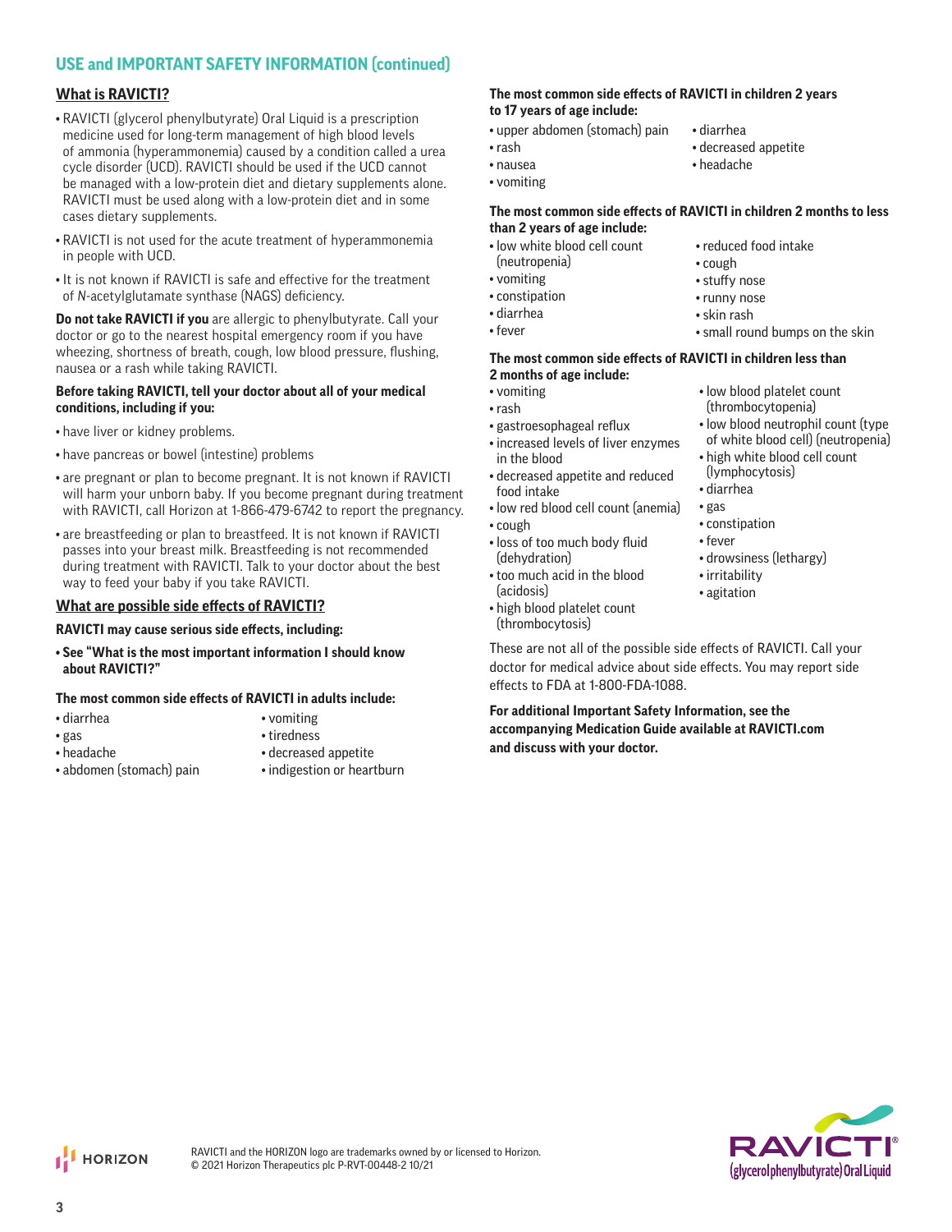## USE and IMPORTANT SAFETY INFORMATION (continued)

### What is RAVICTI?

- RAVICTI (glycerol phenylbutyrate) Oral Liquid is a prescription medicine used for long-term management of high blood levels of ammonia (hyperammonemia) caused by a condition called a urea cycle disorder (UCD). RAVICTI should be used if the UCD cannot be managed with a low-protein diet and dietary supplements alone. RAVICTI must be used along with a low-protein diet and in some cases dietary supplements.
- RAVICTI is not used for the acute treatment of hyperammonemia in people with UCD.
- It is not known if RAVICTI is safe and effective for the treatment of *N*-acetylglutamate synthase (NAGS) deficiency.

**Do not take RAVICTI if you** are allergic to phenylbutyrate. Call your doctor or go to the nearest hospital emergency room if you have wheezing, shortness of breath, cough, low blood pressure, flushing, nausea or a rash while taking RAVICTI.

**Before taking RAVICTI, tell your doctor about all of your medical conditions, including if you:**

- have liver or kidney problems.
- have pancreas or bowel (intestine) problems
- are pregnant or plan to become pregnant. It is not known if RAVICTI will harm your unborn baby. If you become pregnant during treatment with RAVICTI, call Horizon at 1-866-479-6742 to report the pregnancy.
- are breastfeeding or plan to breastfeed. It is not known if RAVICTI passes into your breast milk. Breastfeeding is not recommended during treatment with RAVICTI. Talk to your doctor about the best way to feed your baby if you take RAVICTI.

### What are possible side effects of RAVICTI?

**RAVICTI may cause serious side effects, including:**

- **See "What is the most important information I should know about RAVICTI?"**

**The most common side effects of RAVICTI in adults include:**

- diarrhea
- gas
- headache
- abdomen (stomach) pain
- vomiting
- tiredness
- decreased appetite
- indigestion or heartburn

**The most common side effects of RAVICTI in children 2 years to 17 years of age include:**

- upper abdomen (stomach) pain
- rash
- nausea
- vomiting
- diarrhea
- decreased appetite
- headache

**The most common side effects of RAVICTI in children 2 months to less than 2 years of age include:**

- low white blood cell count (neutropenia)
- vomiting
- constipation
- diarrhea
- fever
- reduced food intake
- cough
- stuffy nose
- runny nose
- skin rash
- small round bumps on the skin

**The most common side effects of RAVICTI in children less than 2 months of age include:**

- vomiting
- rash
- gastroesophageal reflux
- increased levels of liver enzymes in the blood
- decreased appetite and reduced food intake
- low red blood cell count (anemia)
- cough
- loss of too much body fluid (dehydration)
- too much acid in the blood (acidosis)
- high blood platelet count (thrombocytosis)
- low blood platelet count (thrombocytopenia)
- low blood neutrophil count (type of white blood cell) (neutropenia)
- high white blood cell count (lymphocytosis)
- diarrhea
- gas
- constipation
- fever
- drowsiness (lethargy)
- irritability
- agitation

These are not all of the possible side effects of RAVICTI. Call your doctor for medical advice about side effects. You may report side effects to FDA at 1-800-FDA-1088.

**For additional Important Safety Information, see the accompanying Medication Guide available at RAVICTI.com and discuss with your doctor.**

HORIZON

RAVICTI and the HORIZON logo are trademarks owned by or licensed to Horizon.
© 2021 Horizon Therapeutics plc P-RVT-00448-2 10/21

RAVICTI®
(glycerol phenylbutyrate) Oral Liquid